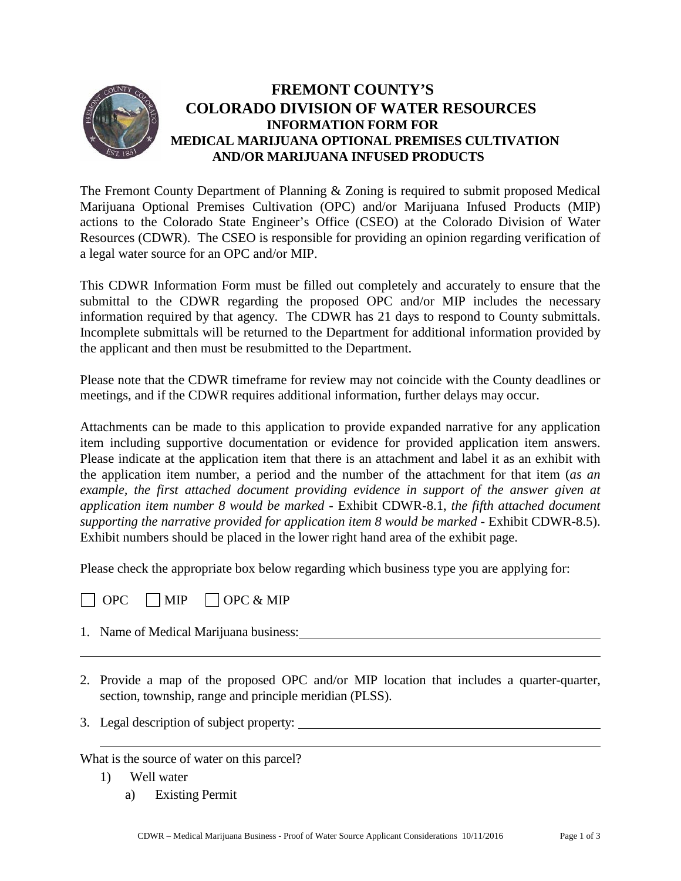# FREMONT COUNTY'S
# COLORADO DIVISION OF WATER RESOURCES
## INFORMATION FORM FOR
## MEDICAL MARIJUANA OPTIONAL PREMISES CULTIVATION AND/OR MARIJUANA INFUSED PRODUCTS

The Fremont County Department of Planning & Zoning is required to submit proposed Medical Marijuana Optional Premises Cultivation (OPC) and/or Marijuana Infused Products (MIP) actions to the Colorado State Engineer's Office (CSEO) at the Colorado Division of Water Resources (CDWR). The CSEO is responsible for providing an opinion regarding verification of a legal water source for an OPC and/or MIP.

This CDWR Information Form must be filled out completely and accurately to ensure that the submittal to the CDWR regarding the proposed OPC and/or MIP includes the necessary information required by that agency. The CDWR has 21 days to respond to County submittals. Incomplete submittals will be returned to the Department for additional information provided by the applicant and then must be resubmitted to the Department.

Please note that the CDWR timeframe for review may not coincide with the County deadlines or meetings, and if the CDWR requires additional information, further delays may occur.

Attachments can be made to this application to provide expanded narrative for any application item including supportive documentation or evidence for provided application item answers. Please indicate at the application item that there is an attachment and label it as an exhibit with the application item number, a period and the number of the attachment for that item (*as an example, the first attached document providing evidence in support of the answer given at application item number 8 would be marked* - Exhibit CDWR-8.1, *the fifth attached document supporting the narrative provided for application item 8 would be marked* - Exhibit CDWR-8.5). Exhibit numbers should be placed in the lower right hand area of the exhibit page.

Please check the appropriate box below regarding which business type you are applying for:

☐ OPC ☐ MIP ☐ OPC & MIP

1. Name of Medical Marijuana business: ______________________________________________

______________________________________________________________________________

2. Provide a map of the proposed OPC and/or MIP location that includes a quarter-quarter, section, township, range and principle meridian (PLSS).

3. Legal description of subject property: ______________________________________________

______________________________________________________________________________

What is the source of water on this parcel?

1) Well water
   a) Existing Permit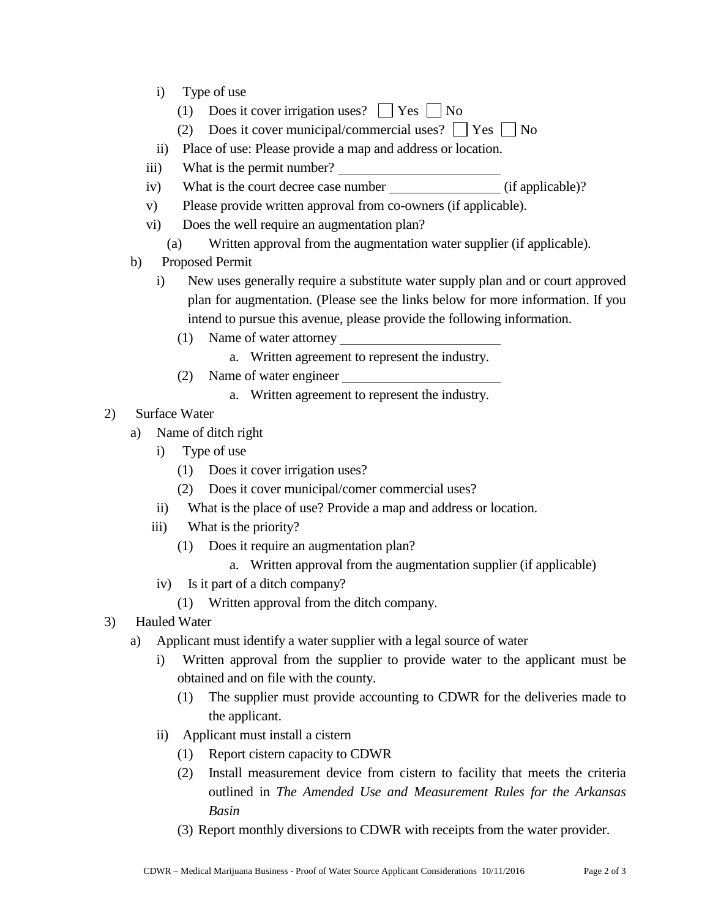- i) Type of use
  - (1) Does it cover irrigation uses? ☐ Yes ☐ No
  - (2) Does it cover municipal/commercial uses? ☐ Yes ☐ No
- ii) Place of use: Please provide a map and address or location.
- iii) What is the permit number? ________________________
- iv) What is the court decree case number ________________ (if applicable)?
- v) Please provide written approval from co-owners (if applicable).
- vi) Does the well require an augmentation plan?
  - (a) Written approval from the augmentation water supplier (if applicable).

b) Proposed Permit

- i) New uses generally require a substitute water supply plan and or court approved plan for augmentation. (Please see the links below for more information. If you intend to pursue this avenue, please provide the following information.
  - (1) Name of water attorney ________________________
    - a. Written agreement to represent the industry.
  - (2) Name of water engineer ________________________
    - a. Written agreement to represent the industry.

2) Surface Water

a) Name of ditch right

- i) Type of use
  - (1) Does it cover irrigation uses?
  - (2) Does it cover municipal/comer commercial uses?
- ii) What is the place of use? Provide a map and address or location.
- iii) What is the priority?
  - (1) Does it require an augmentation plan?
    - a. Written approval from the augmentation supplier (if applicable)
- iv) Is it part of a ditch company?
  - (1) Written approval from the ditch company.

3) Hauled Water

a) Applicant must identify a water supplier with a legal source of water

- i) Written approval from the supplier to provide water to the applicant must be obtained and on file with the county.
  - (1) The supplier must provide accounting to CDWR for the deliveries made to the applicant.
- ii) Applicant must install a cistern
  - (1) Report cistern capacity to CDWR
  - (2) Install measurement device from cistern to facility that meets the criteria outlined in *The Amended Use and Measurement Rules for the Arkansas Basin*
  - (3) Report monthly diversions to CDWR with receipts from the water provider.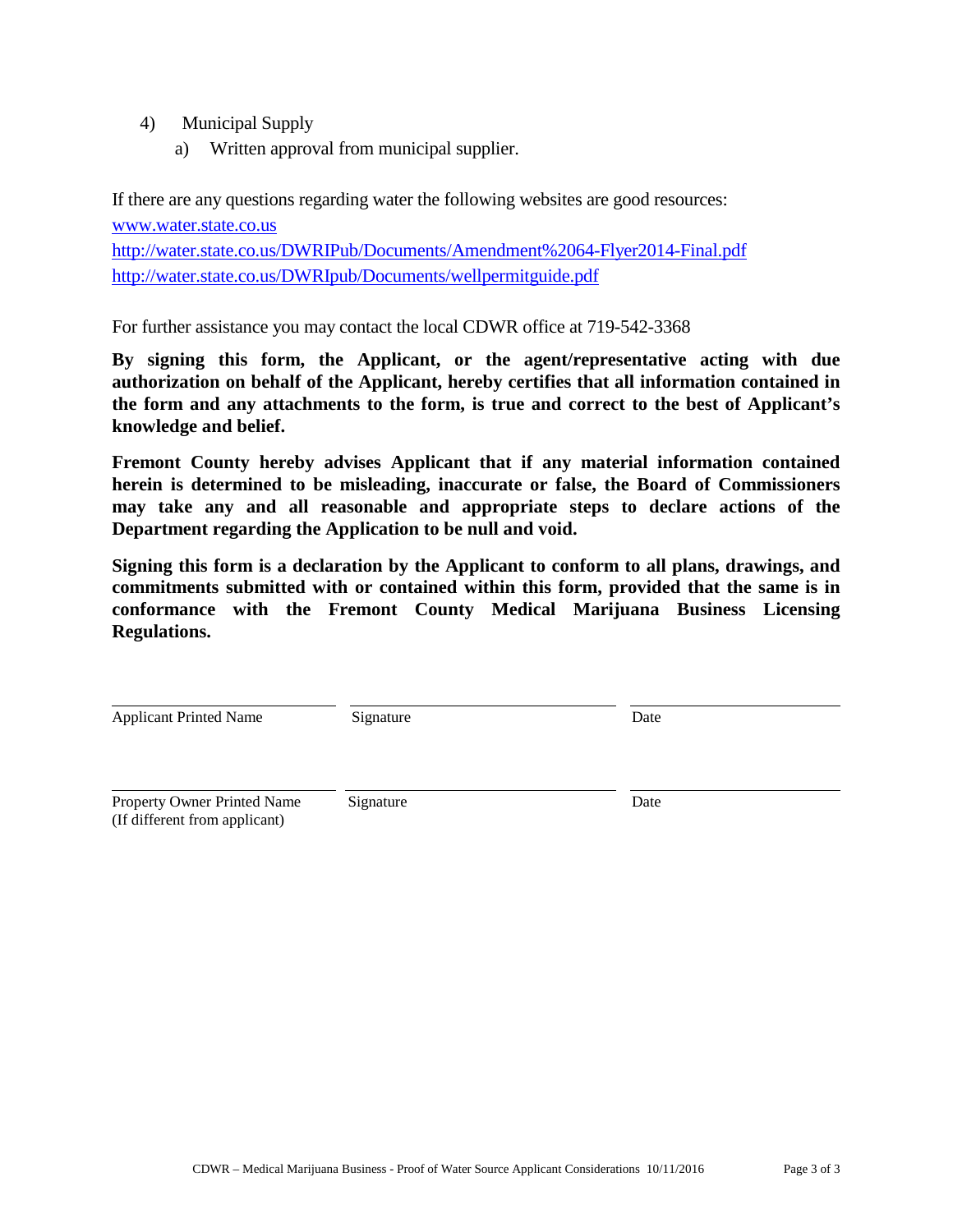4) Municipal Supply
   a) Written approval from municipal supplier.

If there are any questions regarding water the following websites are good resources:
www.water.state.co.us
http://water.state.co.us/DWRIPub/Documents/Amendment%2064-Flyer2014-Final.pdf
http://water.state.co.us/DWRIpub/Documents/wellpermitguide.pdf

For further assistance you may contact the local CDWR office at 719-542-3368

**By signing this form, the Applicant, or the agent/representative acting with due authorization on behalf of the Applicant, hereby certifies that all information contained in the form and any attachments to the form, is true and correct to the best of Applicant's knowledge and belief.**

**Fremont County hereby advises Applicant that if any material information contained herein is determined to be misleading, inaccurate or false, the Board of Commissioners may take any and all reasonable and appropriate steps to declare actions of the Department regarding the Application to be null and void.**

**Signing this form is a declaration by the Applicant to conform to all plans, drawings, and commitments submitted with or contained within this form, provided that the same is in conformance with the Fremont County Medical Marijuana Business Licensing Regulations.**

| | | |
|---|---|---|
| Applicant Printed Name | Signature | Date |
| Property Owner Printed Name (If different from applicant) | Signature | Date |

CDWR – Medical Marijuana Business - Proof of Water Source Applicant Considerations 10/11/2016